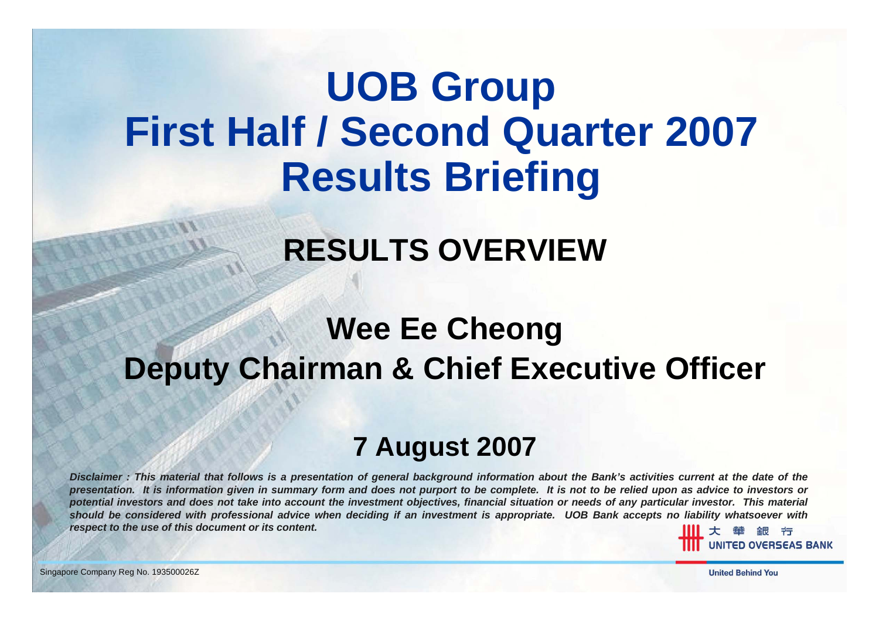# UOB Group First Half / Second Quarter 2007 Results Briefing

## RESULTS OVERVIEW

## Wee Ee Cheong
## Deputy Chairman & Chief Executive Officer

### 7 August 2007

***Disclaimer : This material that follows is a presentation of general background information about the Bank's activities current at the date of the presentation. It is information given in summary form and does not purport to be complete. It is not to be relied upon as advice to investors or potential investors and does not take into account the investment objectives, financial situation or needs of any particular investor. This material should be considered with professional advice when deciding if an investment is appropriate. UOB Bank accepts no liability whatsoever with respect to the use of this document or its content.***

大華銀行 UNITED OVERSEAS BANK

Singapore Company Reg No. 193500026Z

United Behind You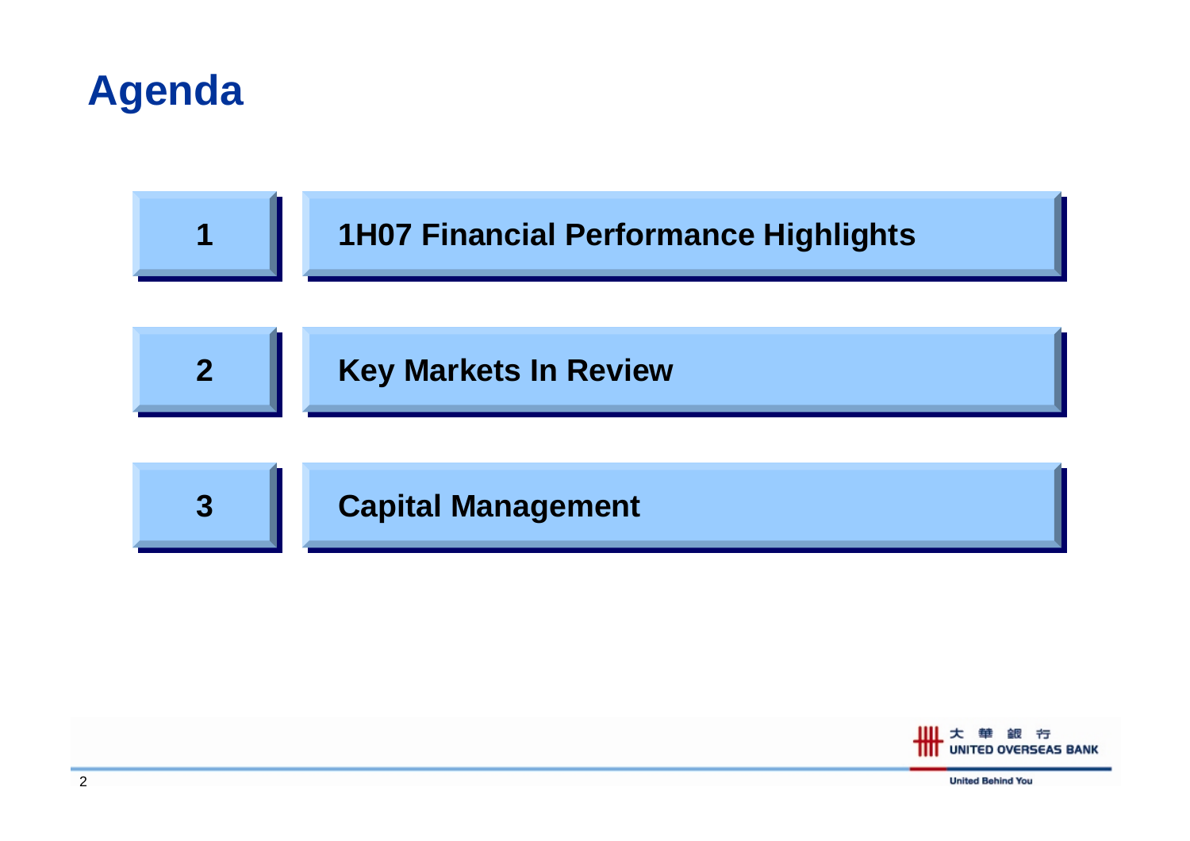# Agenda

1. 1H07 Financial Performance Highlights
2. Key Markets In Review
3. Capital Management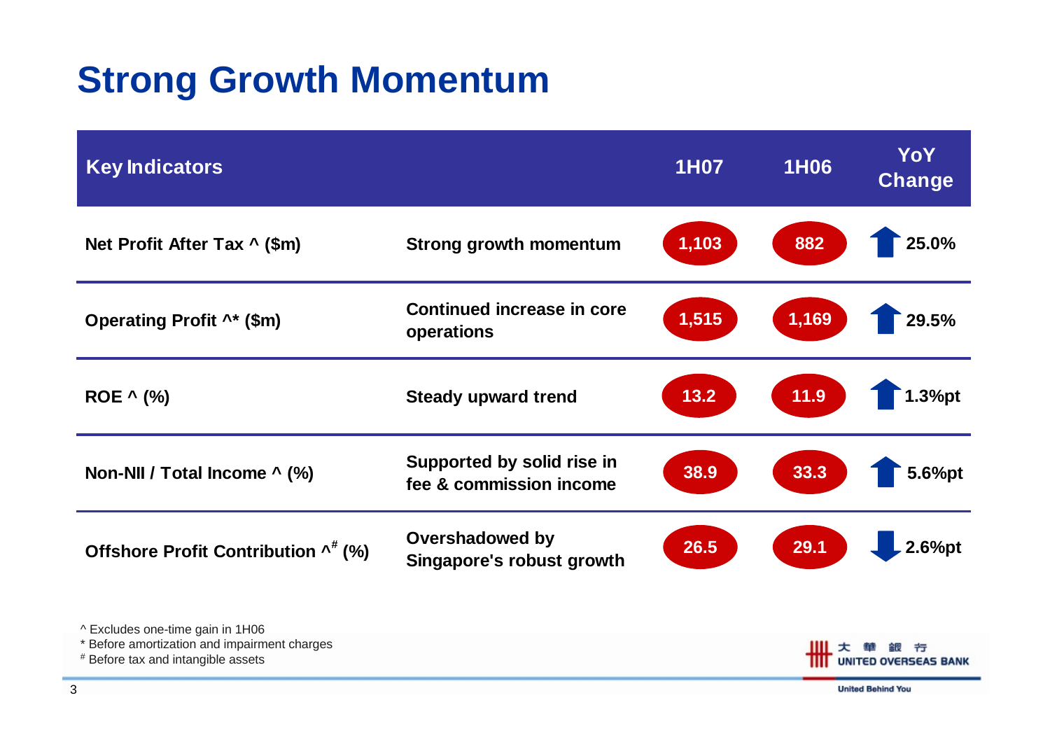# Strong Growth Momentum

| Key Indicators | | 1H07 | 1H06 | YoY Change |
|---|---|---|---|---|
| Net Profit After Tax ^ ($m) | Strong growth momentum | 1,103 | 882 | ↑ 25.0% |
| Operating Profit ^* ($m) | Continued increase in core operations | 1,515 | 1,169 | ↑ 29.5% |
| ROE ^ (%) | Steady upward trend | 13.2 | 11.9 | ↑ 1.3%pt |
| Non-NII / Total Income ^ (%) | Supported by solid rise in fee & commission income | 38.9 | 33.3 | ↑ 5.6%pt |
| Offshore Profit Contribution ^# (%) | Overshadowed by Singapore's robust growth | 26.5 | 29.1 | ↓ 2.6%pt |

^ Excludes one-time gain in 1H06

* Before amortization and impairment charges

# Before tax and intangible assets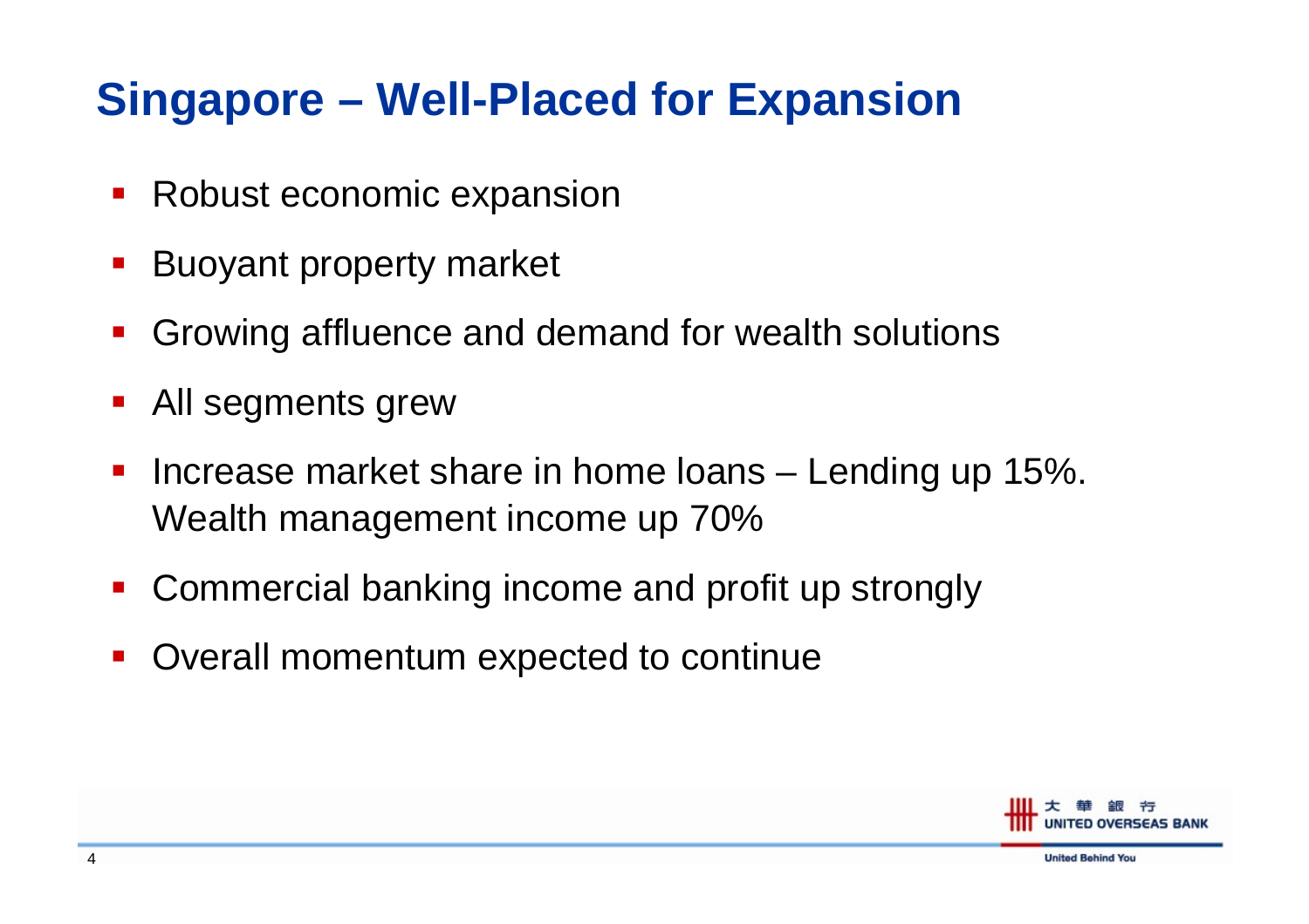# Singapore – Well-Placed for Expansion

- Robust economic expansion
- Buoyant property market
- Growing affluence and demand for wealth solutions
- All segments grew
- Increase market share in home loans – Lending up 15%. Wealth management income up 70%
- Commercial banking income and profit up strongly
- Overall momentum expected to continue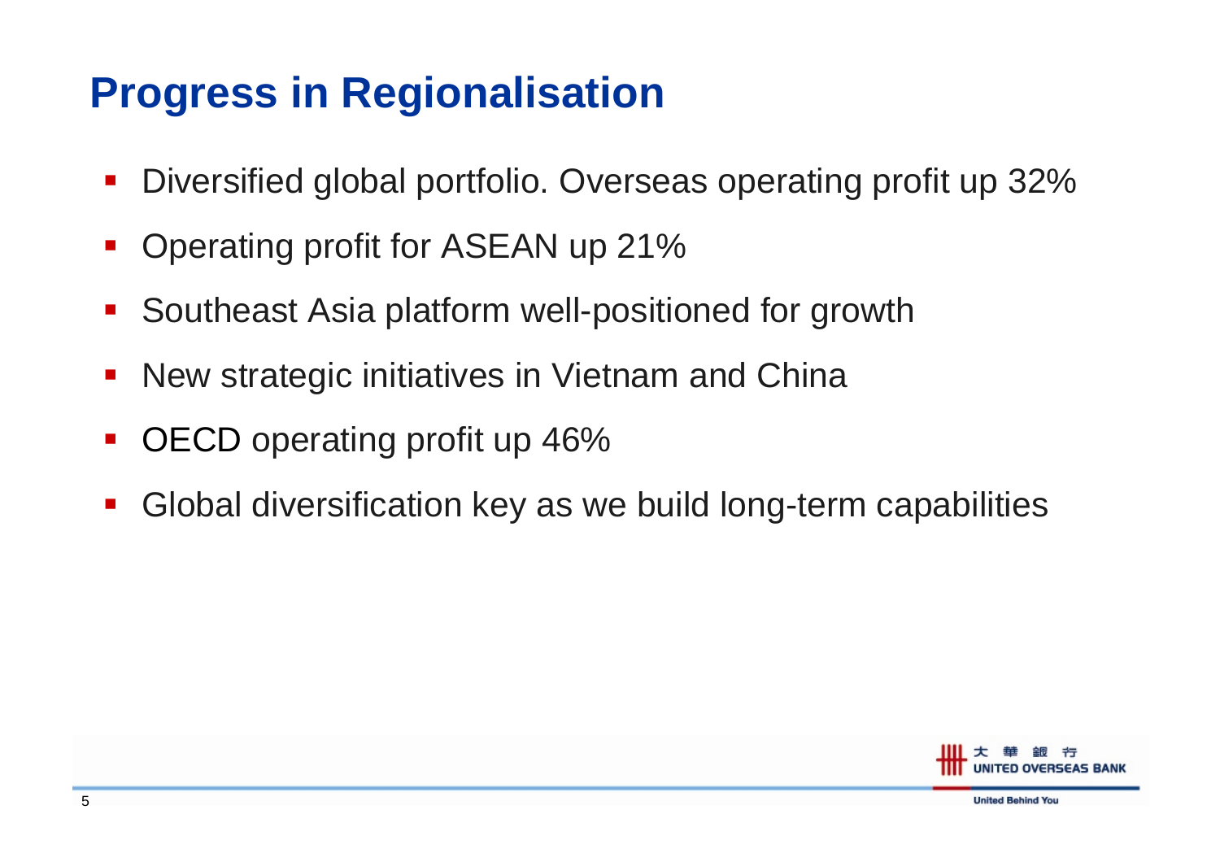# Progress in Regionalisation

- Diversified global portfolio. Overseas operating profit up 32%
- Operating profit for ASEAN up 21%
- Southeast Asia platform well-positioned for growth
- New strategic initiatives in Vietnam and China
- OECD operating profit up 46%
- Global diversification key as we build long-term capabilities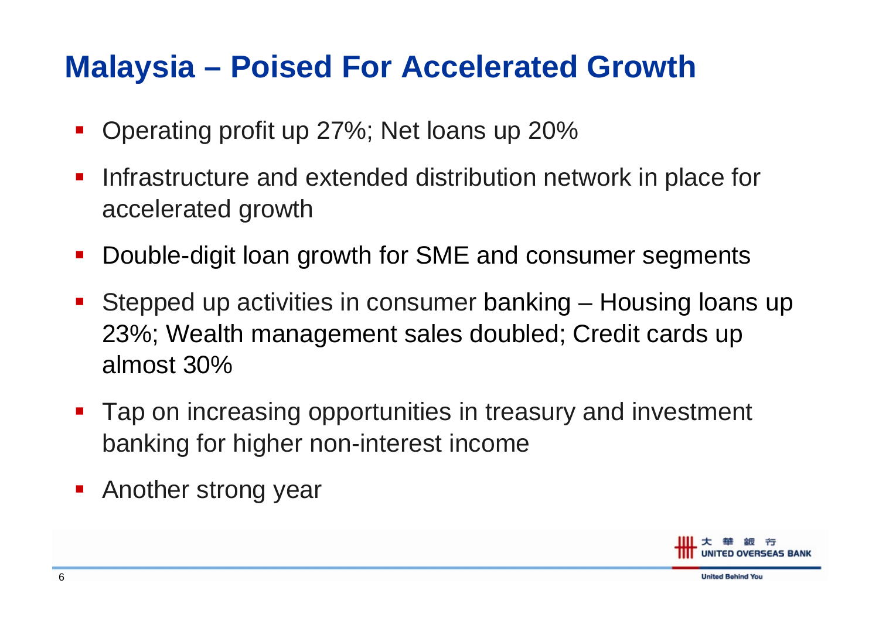# Malaysia – Poised For Accelerated Growth

- Operating profit up 27%; Net loans up 20%
- Infrastructure and extended distribution network in place for accelerated growth
- Double-digit loan growth for SME and consumer segments
- Stepped up activities in consumer banking – Housing loans up 23%; Wealth management sales doubled; Credit cards up almost 30%
- Tap on increasing opportunities in treasury and investment banking for higher non-interest income
- Another strong year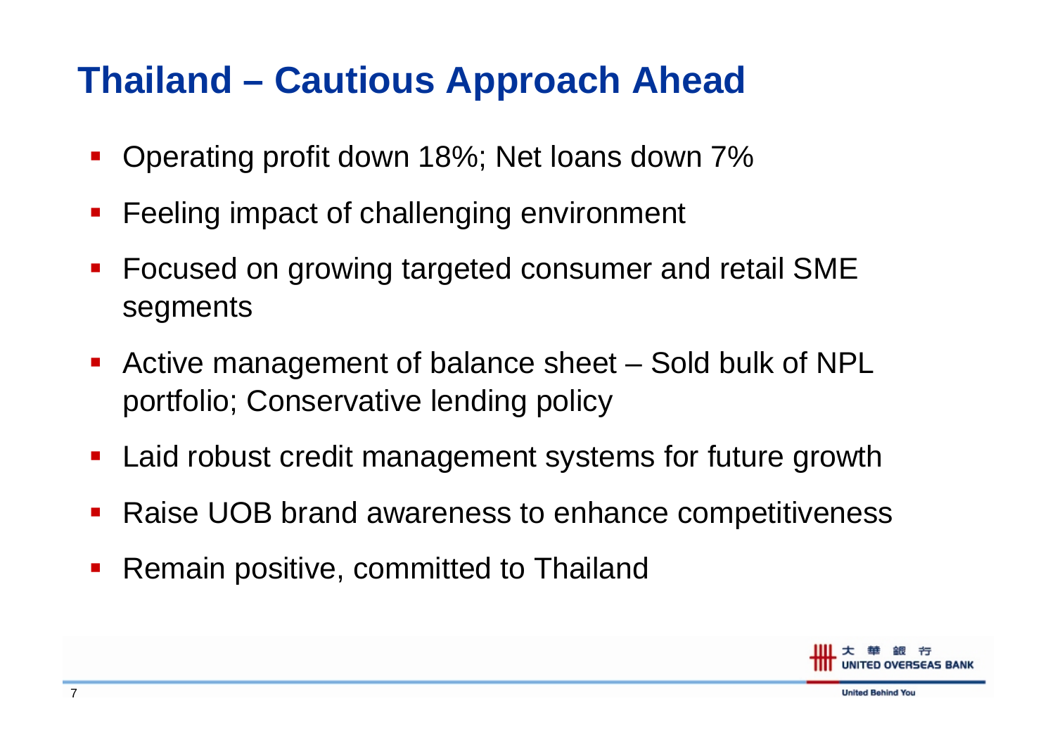# Thailand – Cautious Approach Ahead

- Operating profit down 18%; Net loans down 7%
- Feeling impact of challenging environment
- Focused on growing targeted consumer and retail SME segments
- Active management of balance sheet – Sold bulk of NPL portfolio; Conservative lending policy
- Laid robust credit management systems for future growth
- Raise UOB brand awareness to enhance competitiveness
- Remain positive, committed to Thailand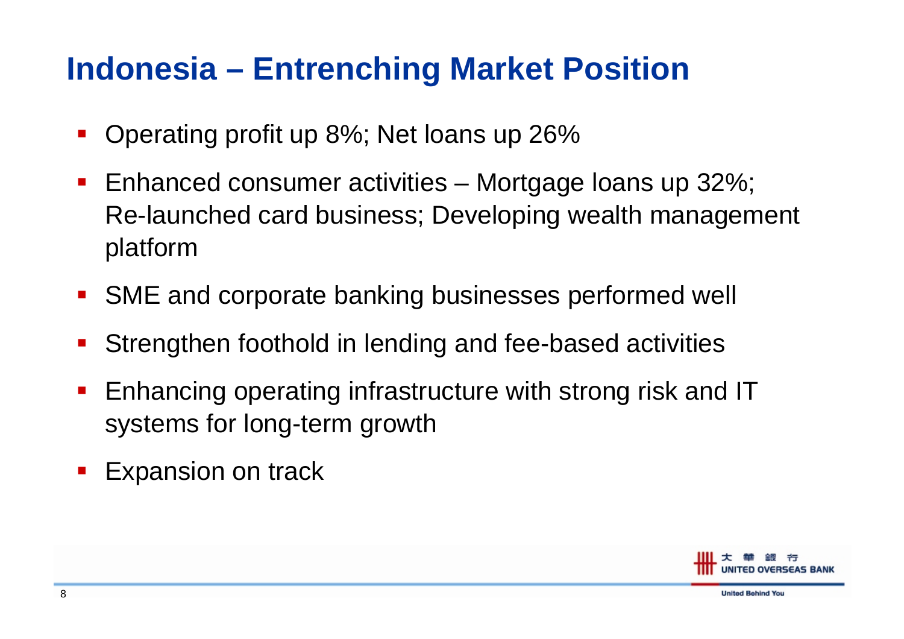# Indonesia – Entrenching Market Position

- Operating profit up 8%; Net loans up 26%
- Enhanced consumer activities – Mortgage loans up 32%; Re-launched card business; Developing wealth management platform
- SME and corporate banking businesses performed well
- Strengthen foothold in lending and fee-based activities
- Enhancing operating infrastructure with strong risk and IT systems for long-term growth
- Expansion on track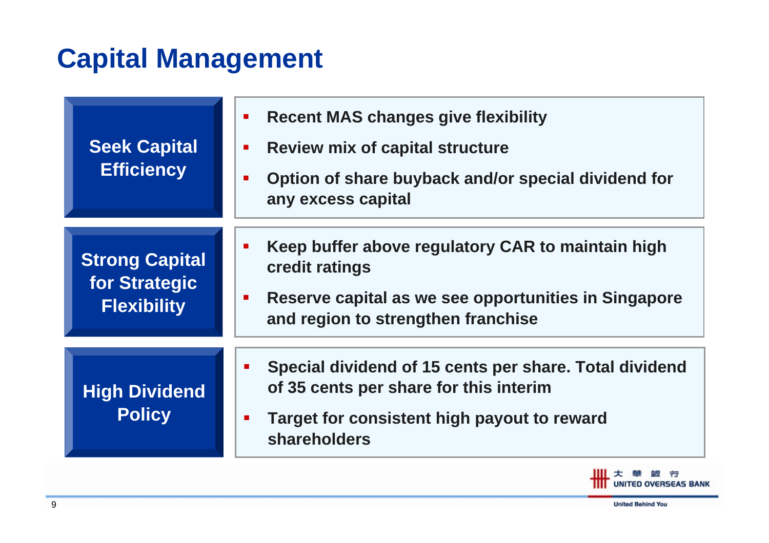# Capital Management

## Seek Capital Efficiency

- Recent MAS changes give flexibility
- Review mix of capital structure
- Option of share buyback and/or special dividend for any excess capital

## Strong Capital for Strategic Flexibility

- Keep buffer above regulatory CAR to maintain high credit ratings
- Reserve capital as we see opportunities in Singapore and region to strengthen franchise

## High Dividend Policy

- Special dividend of 15 cents per share. Total dividend of 35 cents per share for this interim
- Target for consistent high payout to reward shareholders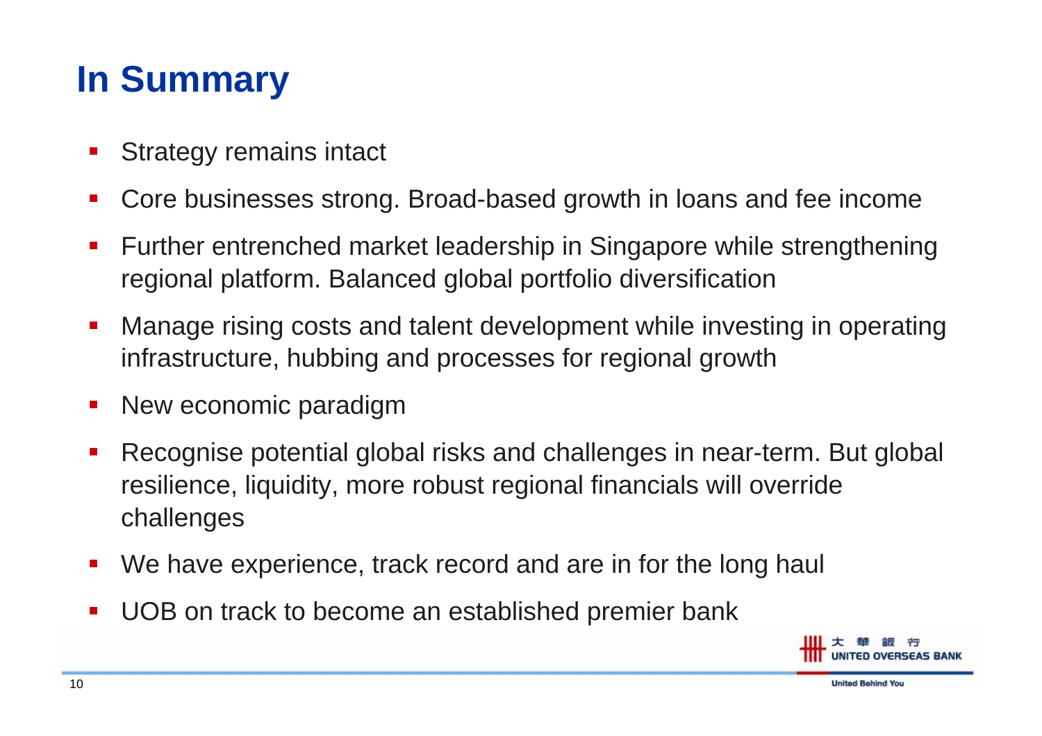# In Summary

- Strategy remains intact
- Core businesses strong. Broad-based growth in loans and fee income
- Further entrenched market leadership in Singapore while strengthening regional platform. Balanced global portfolio diversification
- Manage rising costs and talent development while investing in operating infrastructure, hubbing and processes for regional growth
- New economic paradigm
- Recognise potential global risks and challenges in near-term. But global resilience, liquidity, more robust regional financials will override challenges
- We have experience, track record and are in for the long haul
- UOB on track to become an established premier bank